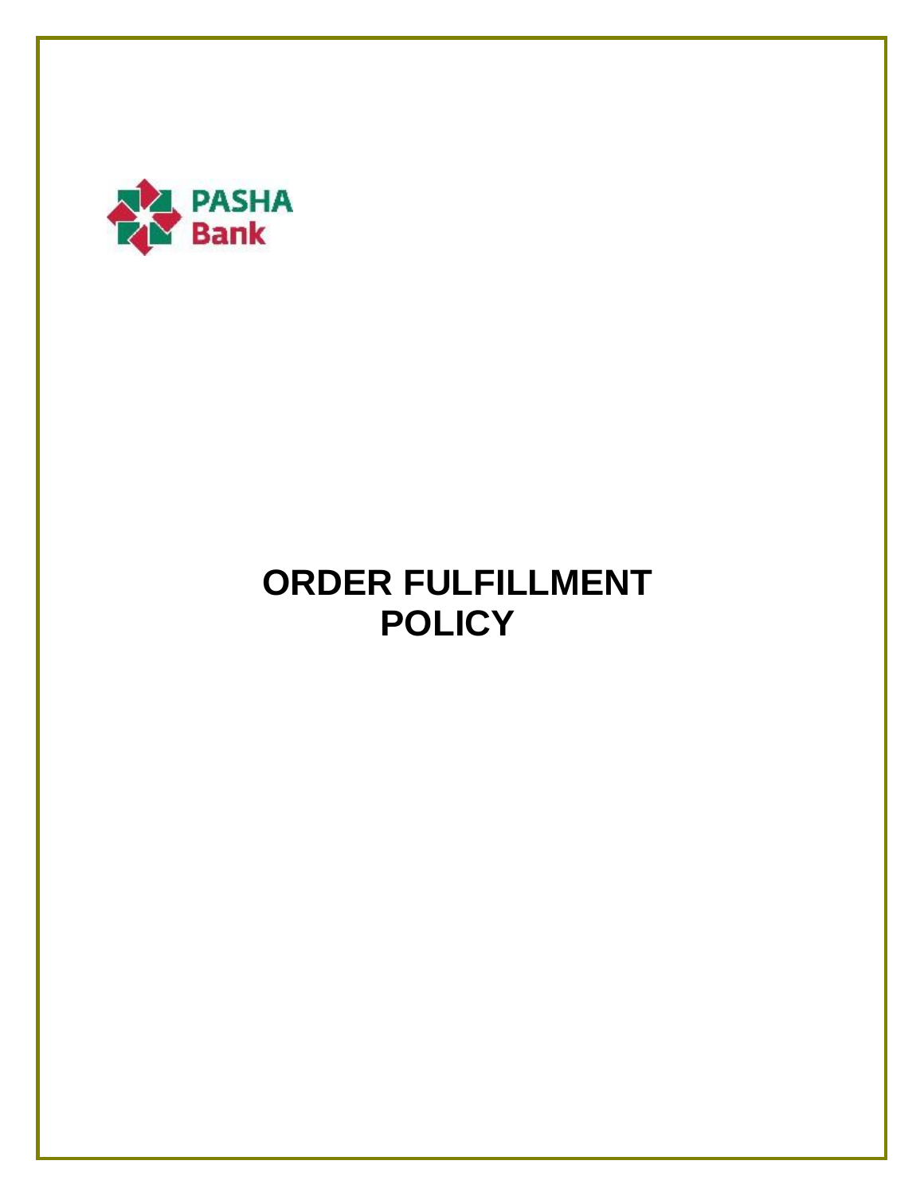PASHA Bank

# ORDER FULFILLMENT POLICY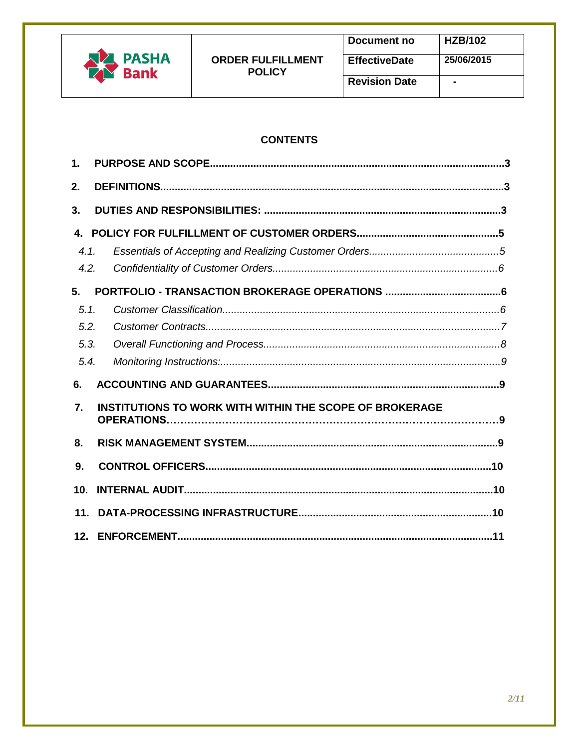| | ORDER FULFILLMENT POLICY | Document no | HZB/102 |
|---|---|---|---|
| PASHA Bank | | EffectiveDate | 25/06/2015 |
| | | Revision Date | - |

## CONTENTS

**1. PURPOSE AND SCOPE** ..... 3

**2. DEFINITIONS** ..... 3

**3. DUTIES AND RESPONSIBILITIES:** ..... 3

**4. POLICY FOR FULFILLMENT OF CUSTOMER ORDERS** ..... 5

*4.1. Essentials of Accepting and Realizing Customer Orders* ..... 5

*4.2. Confidentiality of Customer Orders* ..... 6

**5. PORTFOLIO - TRANSACTION BROKERAGE OPERATIONS** ..... 6

*5.1. Customer Classification* ..... 6

*5.2. Customer Contracts* ..... 7

*5.3. Overall Functioning and Process* ..... 8

*5.4. Monitoring Instructions:* ..... 9

**6. ACCOUNTING AND GUARANTEES** ..... 9

**7. INSTITUTIONS TO WORK WITH WITHIN THE SCOPE OF BROKERAGE OPERATIONS** ..... 9

**8. RISK MANAGEMENT SYSTEM** ..... 9

**9. CONTROL OFFICERS** ..... 10

**10. INTERNAL AUDIT** ..... 10

**11. DATA-PROCESSING INFRASTRUCTURE** ..... 10

**12. ENFORCEMENT** ..... 11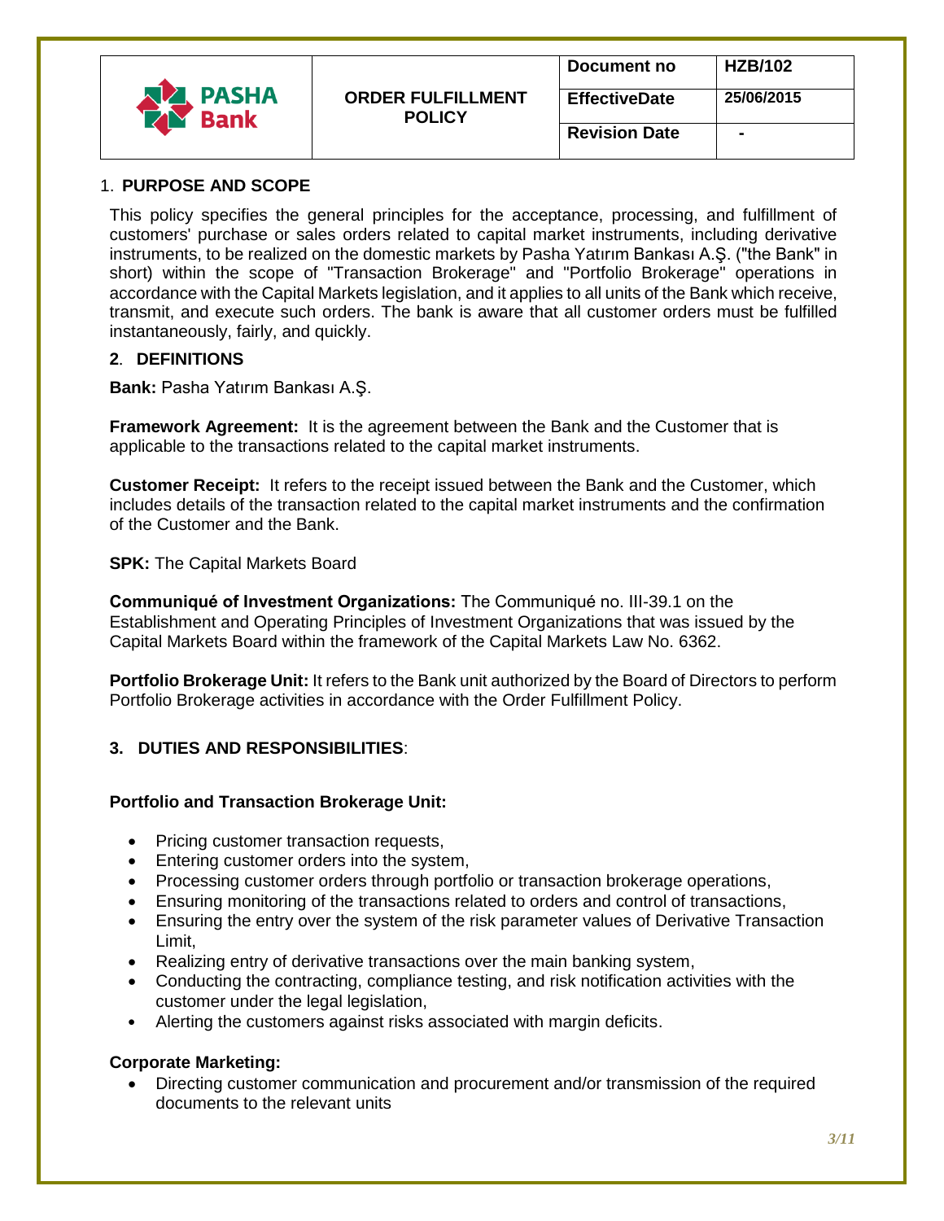| PASHA Bank | ORDER FULFILLMENT POLICY | Document no | HZB/102 |
|---|---|---|---|
| | | EffectiveDate | 25/06/2015 |
| | | Revision Date | - |

## 1. PURPOSE AND SCOPE

This policy specifies the general principles for the acceptance, processing, and fulfillment of customers' purchase or sales orders related to capital market instruments, including derivative instruments, to be realized on the domestic markets by Pasha Yatırım Bankası A.Ş. ("the Bank" in short) within the scope of "Transaction Brokerage" and "Portfolio Brokerage" operations in accordance with the Capital Markets legislation, and it applies to all units of the Bank which receive, transmit, and execute such orders. The bank is aware that all customer orders must be fulfilled instantaneously, fairly, and quickly.

## 2. DEFINITIONS

**Bank:** Pasha Yatırım Bankası A.Ş.

**Framework Agreement:** It is the agreement between the Bank and the Customer that is applicable to the transactions related to the capital market instruments.

**Customer Receipt:** It refers to the receipt issued between the Bank and the Customer, which includes details of the transaction related to the capital market instruments and the confirmation of the Customer and the Bank.

**SPK:** The Capital Markets Board

**Communiqué of Investment Organizations:** The Communiqué no. III-39.1 on the Establishment and Operating Principles of Investment Organizations that was issued by the Capital Markets Board within the framework of the Capital Markets Law No. 6362.

**Portfolio Brokerage Unit:** It refers to the Bank unit authorized by the Board of Directors to perform Portfolio Brokerage activities in accordance with the Order Fulfillment Policy.

## 3. DUTIES AND RESPONSIBILITIES:

**Portfolio and Transaction Brokerage Unit:**

- Pricing customer transaction requests,
- Entering customer orders into the system,
- Processing customer orders through portfolio or transaction brokerage operations,
- Ensuring monitoring of the transactions related to orders and control of transactions,
- Ensuring the entry over the system of the risk parameter values of Derivative Transaction Limit,
- Realizing entry of derivative transactions over the main banking system,
- Conducting the contracting, compliance testing, and risk notification activities with the customer under the legal legislation,
- Alerting the customers against risks associated with margin deficits.

**Corporate Marketing:**

- Directing customer communication and procurement and/or transmission of the required documents to the relevant units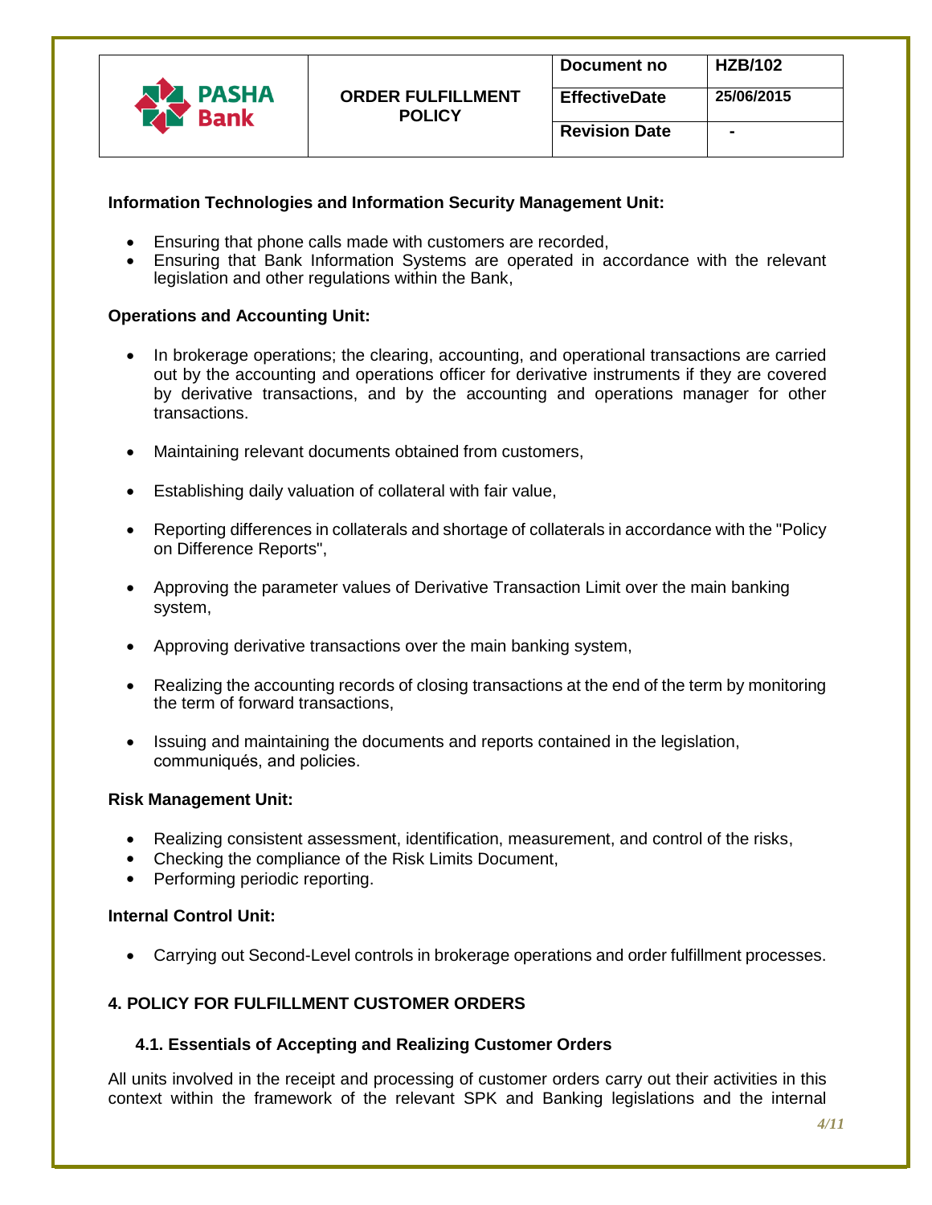**Information Technologies and Information Security Management Unit:**

- Ensuring that phone calls made with customers are recorded,
- Ensuring that Bank Information Systems are operated in accordance with the relevant legislation and other regulations within the Bank,

**Operations and Accounting Unit:**

- In brokerage operations; the clearing, accounting, and operational transactions are carried out by the accounting and operations officer for derivative instruments if they are covered by derivative transactions, and by the accounting and operations manager for other transactions.
- Maintaining relevant documents obtained from customers,
- Establishing daily valuation of collateral with fair value,
- Reporting differences in collaterals and shortage of collaterals in accordance with the "Policy on Difference Reports",
- Approving the parameter values of Derivative Transaction Limit over the main banking system,
- Approving derivative transactions over the main banking system,
- Realizing the accounting records of closing transactions at the end of the term by monitoring the term of forward transactions,
- Issuing and maintaining the documents and reports contained in the legislation, communiqués, and policies.

**Risk Management Unit:**

- Realizing consistent assessment, identification, measurement, and control of the risks,
- Checking the compliance of the Risk Limits Document,
- Performing periodic reporting.

**Internal Control Unit:**

- Carrying out Second-Level controls in brokerage operations and order fulfillment processes.

## 4. POLICY FOR FULFILLMENT CUSTOMER ORDERS

### 4.1. Essentials of Accepting and Realizing Customer Orders

All units involved in the receipt and processing of customer orders carry out their activities in this context within the framework of the relevant SPK and Banking legislations and the internal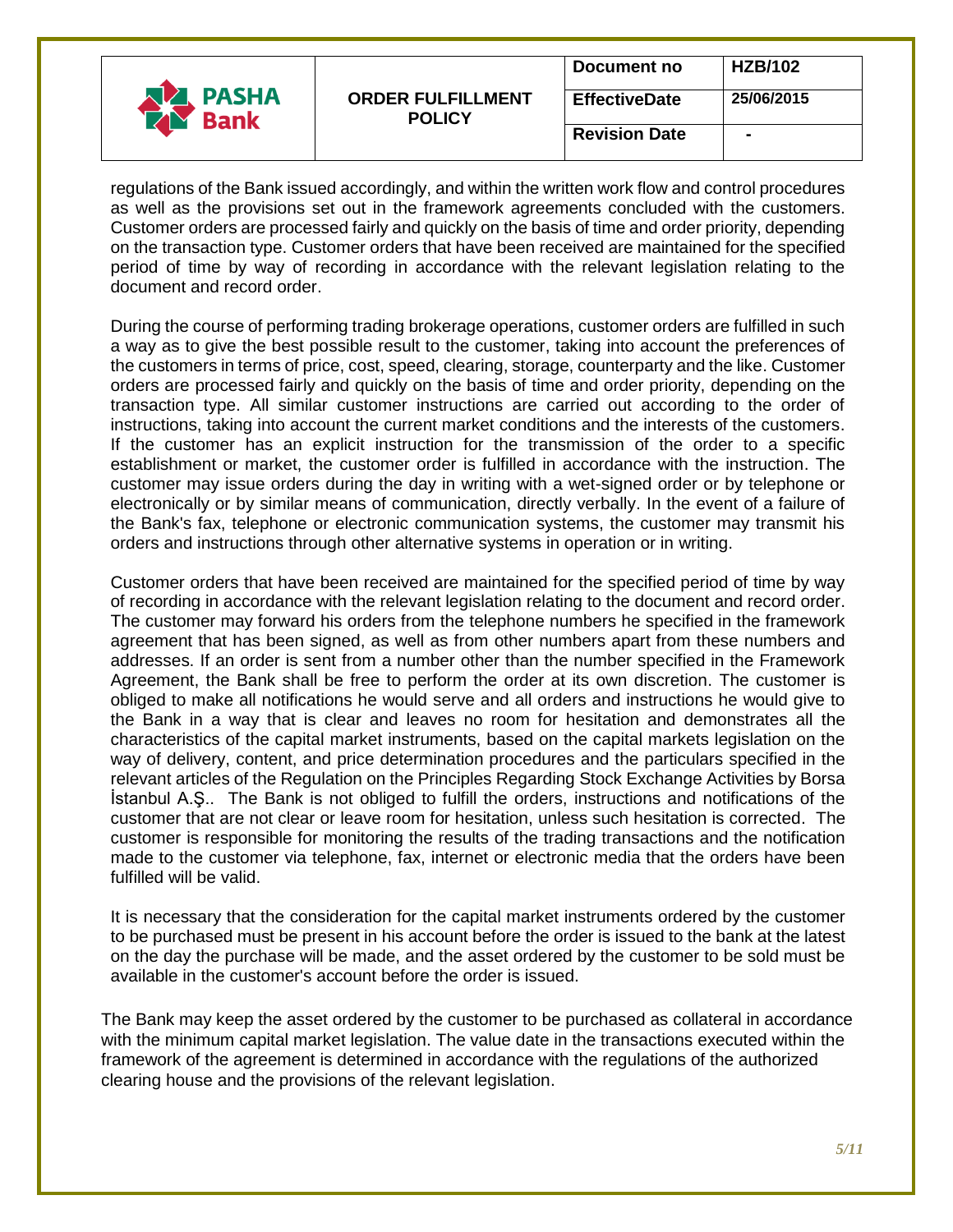regulations of the Bank issued accordingly, and within the written work flow and control procedures as well as the provisions set out in the framework agreements concluded with the customers. Customer orders are processed fairly and quickly on the basis of time and order priority, depending on the transaction type. Customer orders that have been received are maintained for the specified period of time by way of recording in accordance with the relevant legislation relating to the document and record order.

During the course of performing trading brokerage operations, customer orders are fulfilled in such a way as to give the best possible result to the customer, taking into account the preferences of the customers in terms of price, cost, speed, clearing, storage, counterparty and the like. Customer orders are processed fairly and quickly on the basis of time and order priority, depending on the transaction type. All similar customer instructions are carried out according to the order of instructions, taking into account the current market conditions and the interests of the customers. If the customer has an explicit instruction for the transmission of the order to a specific establishment or market, the customer order is fulfilled in accordance with the instruction. The customer may issue orders during the day in writing with a wet-signed order or by telephone or electronically or by similar means of communication, directly verbally. In the event of a failure of the Bank's fax, telephone or electronic communication systems, the customer may transmit his orders and instructions through other alternative systems in operation or in writing.

Customer orders that have been received are maintained for the specified period of time by way of recording in accordance with the relevant legislation relating to the document and record order. The customer may forward his orders from the telephone numbers he specified in the framework agreement that has been signed, as well as from other numbers apart from these numbers and addresses. If an order is sent from a number other than the number specified in the Framework Agreement, the Bank shall be free to perform the order at its own discretion. The customer is obliged to make all notifications he would serve and all orders and instructions he would give to the Bank in a way that is clear and leaves no room for hesitation and demonstrates all the characteristics of the capital market instruments, based on the capital markets legislation on the way of delivery, content, and price determination procedures and the particulars specified in the relevant articles of the Regulation on the Principles Regarding Stock Exchange Activities by Borsa İstanbul A.Ş.. The Bank is not obliged to fulfill the orders, instructions and notifications of the customer that are not clear or leave room for hesitation, unless such hesitation is corrected. The customer is responsible for monitoring the results of the trading transactions and the notification made to the customer via telephone, fax, internet or electronic media that the orders have been fulfilled will be valid.

It is necessary that the consideration for the capital market instruments ordered by the customer to be purchased must be present in his account before the order is issued to the bank at the latest on the day the purchase will be made, and the asset ordered by the customer to be sold must be available in the customer's account before the order is issued.

The Bank may keep the asset ordered by the customer to be purchased as collateral in accordance with the minimum capital market legislation. The value date in the transactions executed within the framework of the agreement is determined in accordance with the regulations of the authorized clearing house and the provisions of the relevant legislation.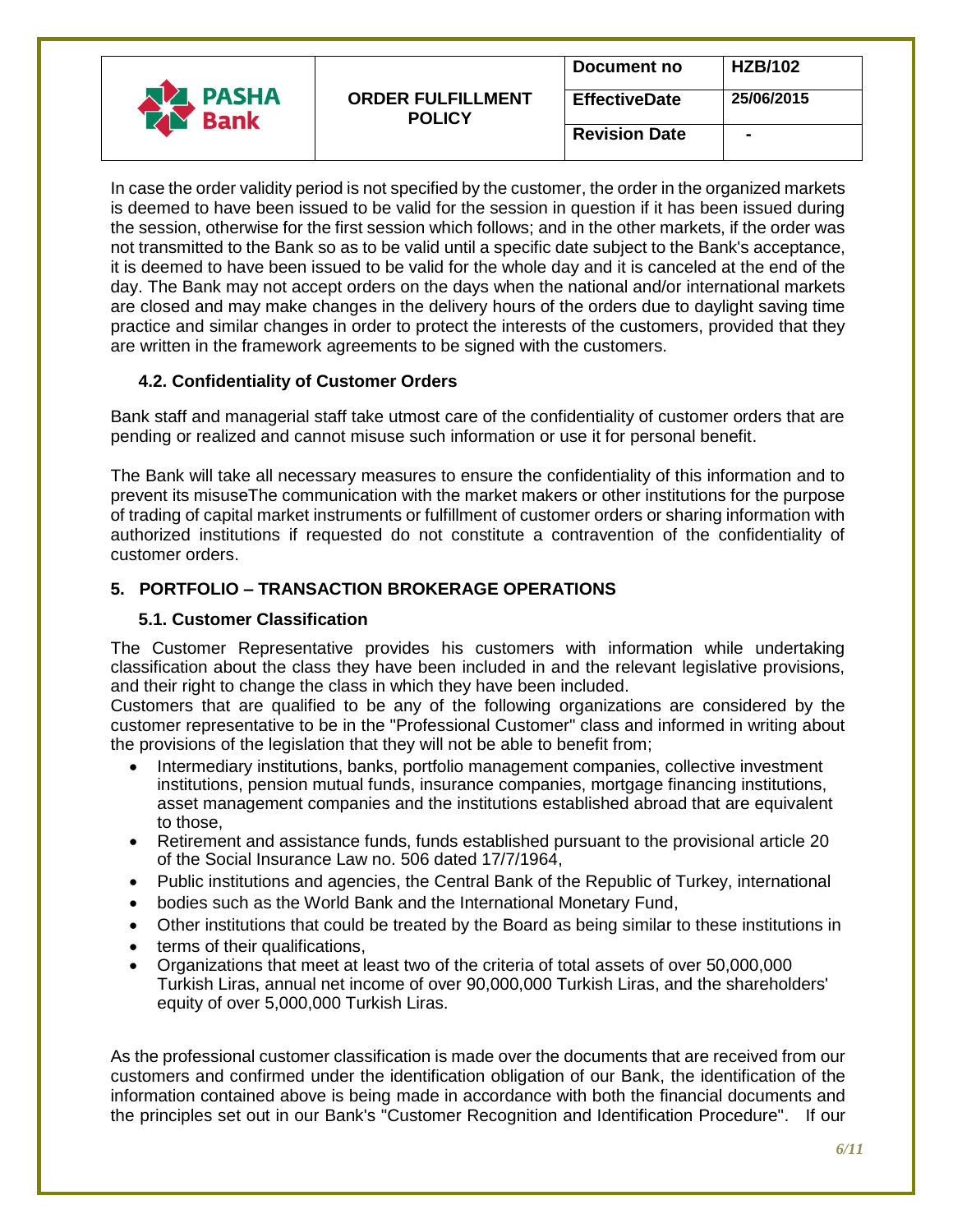In case the order validity period is not specified by the customer, the order in the organized markets is deemed to have been issued to be valid for the session in question if it has been issued during the session, otherwise for the first session which follows; and in the other markets, if the order was not transmitted to the Bank so as to be valid until a specific date subject to the Bank's acceptance, it is deemed to have been issued to be valid for the whole day and it is canceled at the end of the day. The Bank may not accept orders on the days when the national and/or international markets are closed and may make changes in the delivery hours of the orders due to daylight saving time practice and similar changes in order to protect the interests of the customers, provided that they are written in the framework agreements to be signed with the customers.

### 4.2. Confidentiality of Customer Orders

Bank staff and managerial staff take utmost care of the confidentiality of customer orders that are pending or realized and cannot misuse such information or use it for personal benefit.

The Bank will take all necessary measures to ensure the confidentiality of this information and to prevent its misuseThe communication with the market makers or other institutions for the purpose of trading of capital market instruments or fulfillment of customer orders or sharing information with authorized institutions if requested do not constitute a contravention of the confidentiality of customer orders.

## 5. PORTFOLIO – TRANSACTION BROKERAGE OPERATIONS

### 5.1. Customer Classification

The Customer Representative provides his customers with information while undertaking classification about the class they have been included in and the relevant legislative provisions, and their right to change the class in which they have been included.

Customers that are qualified to be any of the following organizations are considered by the customer representative to be in the "Professional Customer" class and informed in writing about the provisions of the legislation that they will not be able to benefit from;

- Intermediary institutions, banks, portfolio management companies, collective investment institutions, pension mutual funds, insurance companies, mortgage financing institutions, asset management companies and the institutions established abroad that are equivalent to those,
- Retirement and assistance funds, funds established pursuant to the provisional article 20 of the Social Insurance Law no. 506 dated 17/7/1964,
- Public institutions and agencies, the Central Bank of the Republic of Turkey, international
- bodies such as the World Bank and the International Monetary Fund,
- Other institutions that could be treated by the Board as being similar to these institutions in
- terms of their qualifications,
- Organizations that meet at least two of the criteria of total assets of over 50,000,000 Turkish Liras, annual net income of over 90,000,000 Turkish Liras, and the shareholders' equity of over 5,000,000 Turkish Liras.

As the professional customer classification is made over the documents that are received from our customers and confirmed under the identification obligation of our Bank, the identification of the information contained above is being made in accordance with both the financial documents and the principles set out in our Bank's "Customer Recognition and Identification Procedure". If our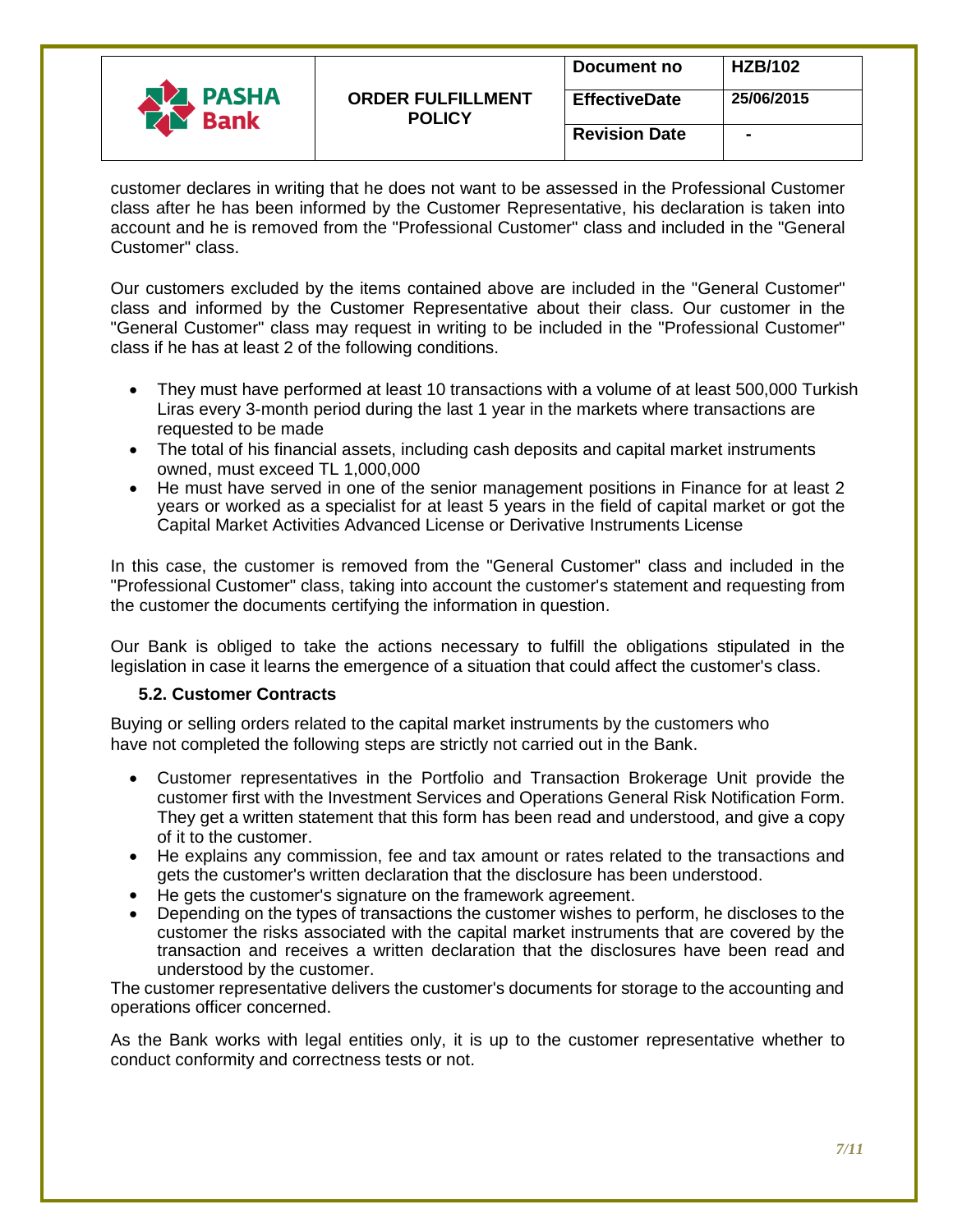customer declares in writing that he does not want to be assessed in the Professional Customer class after he has been informed by the Customer Representative, his declaration is taken into account and he is removed from the "Professional Customer" class and included in the "General Customer" class.

Our customers excluded by the items contained above are included in the "General Customer" class and informed by the Customer Representative about their class. Our customer in the "General Customer" class may request in writing to be included in the "Professional Customer" class if he has at least 2 of the following conditions.

- They must have performed at least 10 transactions with a volume of at least 500,000 Turkish Liras every 3-month period during the last 1 year in the markets where transactions are requested to be made
- The total of his financial assets, including cash deposits and capital market instruments owned, must exceed TL 1,000,000
- He must have served in one of the senior management positions in Finance for at least 2 years or worked as a specialist for at least 5 years in the field of capital market or got the Capital Market Activities Advanced License or Derivative Instruments License

In this case, the customer is removed from the "General Customer" class and included in the "Professional Customer" class, taking into account the customer's statement and requesting from the customer the documents certifying the information in question.

Our Bank is obliged to take the actions necessary to fulfill the obligations stipulated in the legislation in case it learns the emergence of a situation that could affect the customer's class.

### 5.2. Customer Contracts

Buying or selling orders related to the capital market instruments by the customers who have not completed the following steps are strictly not carried out in the Bank.

- Customer representatives in the Portfolio and Transaction Brokerage Unit provide the customer first with the Investment Services and Operations General Risk Notification Form. They get a written statement that this form has been read and understood, and give a copy of it to the customer.
- He explains any commission, fee and tax amount or rates related to the transactions and gets the customer's written declaration that the disclosure has been understood.
- He gets the customer's signature on the framework agreement.
- Depending on the types of transactions the customer wishes to perform, he discloses to the customer the risks associated with the capital market instruments that are covered by the transaction and receives a written declaration that the disclosures have been read and understood by the customer.

The customer representative delivers the customer's documents for storage to the accounting and operations officer concerned.

As the Bank works with legal entities only, it is up to the customer representative whether to conduct conformity and correctness tests or not.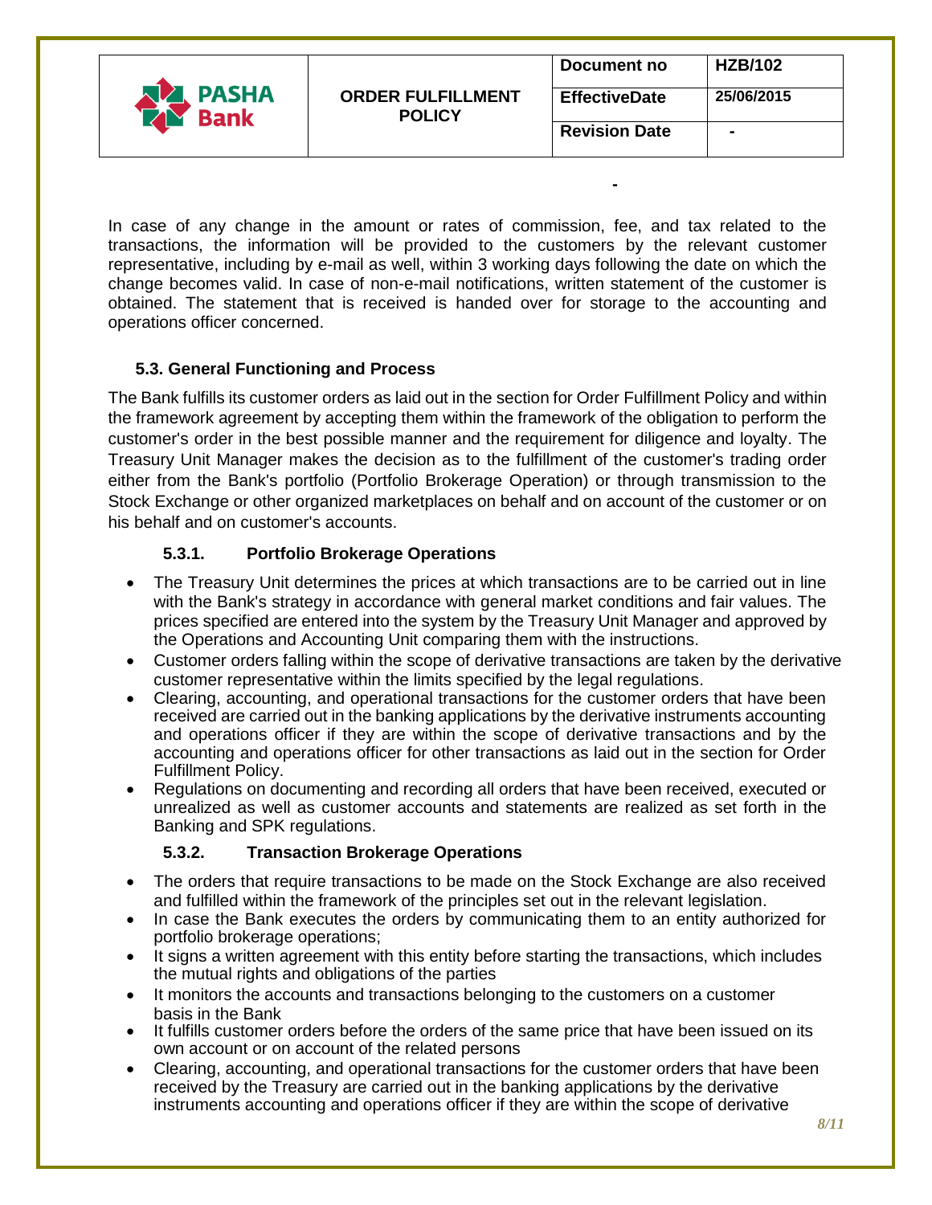In case of any change in the amount or rates of commission, fee, and tax related to the transactions, the information will be provided to the customers by the relevant customer representative, including by e-mail as well, within 3 working days following the date on which the change becomes valid. In case of non-e-mail notifications, written statement of the customer is obtained. The statement that is received is handed over for storage to the accounting and operations officer concerned.

### 5.3. General Functioning and Process

The Bank fulfills its customer orders as laid out in the section for Order Fulfillment Policy and within the framework agreement by accepting them within the framework of the obligation to perform the customer's order in the best possible manner and the requirement for diligence and loyalty. The Treasury Unit Manager makes the decision as to the fulfillment of the customer's trading order either from the Bank's portfolio (Portfolio Brokerage Operation) or through transmission to the Stock Exchange or other organized marketplaces on behalf and on account of the customer or on his behalf and on customer's accounts.

#### 5.3.1. Portfolio Brokerage Operations

- The Treasury Unit determines the prices at which transactions are to be carried out in line with the Bank's strategy in accordance with general market conditions and fair values. The prices specified are entered into the system by the Treasury Unit Manager and approved by the Operations and Accounting Unit comparing them with the instructions.
- Customer orders falling within the scope of derivative transactions are taken by the derivative customer representative within the limits specified by the legal regulations.
- Clearing, accounting, and operational transactions for the customer orders that have been received are carried out in the banking applications by the derivative instruments accounting and operations officer if they are within the scope of derivative transactions and by the accounting and operations officer for other transactions as laid out in the section for Order Fulfillment Policy.
- Regulations on documenting and recording all orders that have been received, executed or unrealized as well as customer accounts and statements are realized as set forth in the Banking and SPK regulations.

#### 5.3.2. Transaction Brokerage Operations

- The orders that require transactions to be made on the Stock Exchange are also received and fulfilled within the framework of the principles set out in the relevant legislation.
- In case the Bank executes the orders by communicating them to an entity authorized for portfolio brokerage operations;
- It signs a written agreement with this entity before starting the transactions, which includes the mutual rights and obligations of the parties
- It monitors the accounts and transactions belonging to the customers on a customer basis in the Bank
- It fulfills customer orders before the orders of the same price that have been issued on its own account or on account of the related persons
- Clearing, accounting, and operational transactions for the customer orders that have been received by the Treasury are carried out in the banking applications by the derivative instruments accounting and operations officer if they are within the scope of derivative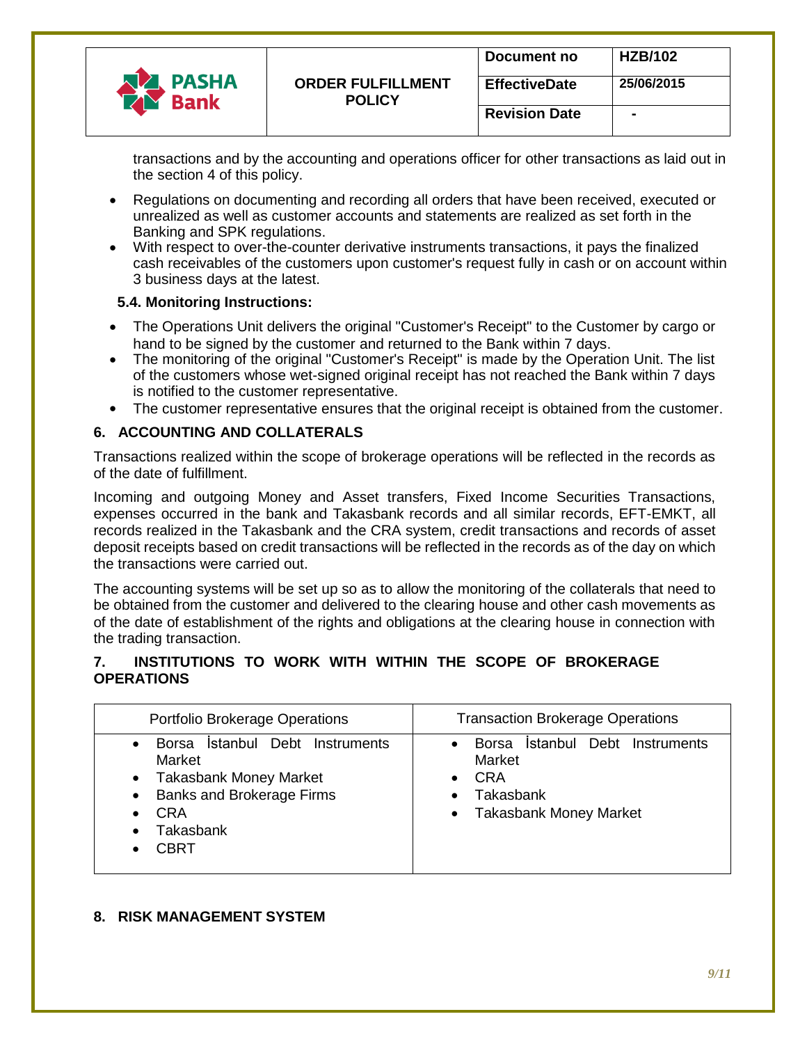transactions and by the accounting and operations officer for other transactions as laid out in the section 4 of this policy.

- Regulations on documenting and recording all orders that have been received, executed or unrealized as well as customer accounts and statements are realized as set forth in the Banking and SPK regulations.
- With respect to over-the-counter derivative instruments transactions, it pays the finalized cash receivables of the customers upon customer's request fully in cash or on account within 3 business days at the latest.

### 5.4. Monitoring Instructions:

- The Operations Unit delivers the original "Customer's Receipt" to the Customer by cargo or hand to be signed by the customer and returned to the Bank within 7 days.
- The monitoring of the original "Customer's Receipt" is made by the Operation Unit. The list of the customers whose wet-signed original receipt has not reached the Bank within 7 days is notified to the customer representative.
- The customer representative ensures that the original receipt is obtained from the customer.

## 6. ACCOUNTING AND COLLATERALS

Transactions realized within the scope of brokerage operations will be reflected in the records as of the date of fulfillment.

Incoming and outgoing Money and Asset transfers, Fixed Income Securities Transactions, expenses occurred in the bank and Takasbank records and all similar records, EFT-EMKT, all records realized in the Takasbank and the CRA system, credit transactions and records of asset deposit receipts based on credit transactions will be reflected in the records as of the day on which the transactions were carried out.

The accounting systems will be set up so as to allow the monitoring of the collaterals that need to be obtained from the customer and delivered to the clearing house and other cash movements as of the date of establishment of the rights and obligations at the clearing house in connection with the trading transaction.

## 7. INSTITUTIONS TO WORK WITH WITHIN THE SCOPE OF BROKERAGE OPERATIONS

| Portfolio Brokerage Operations | Transaction Brokerage Operations |
|---|---|
| • Borsa İstanbul Debt Instruments Market<br>• Takasbank Money Market<br>• Banks and Brokerage Firms<br>• CRA<br>• Takasbank<br>• CBRT | • Borsa İstanbul Debt Instruments Market<br>• CRA<br>• Takasbank<br>• Takasbank Money Market |

## 8. RISK MANAGEMENT SYSTEM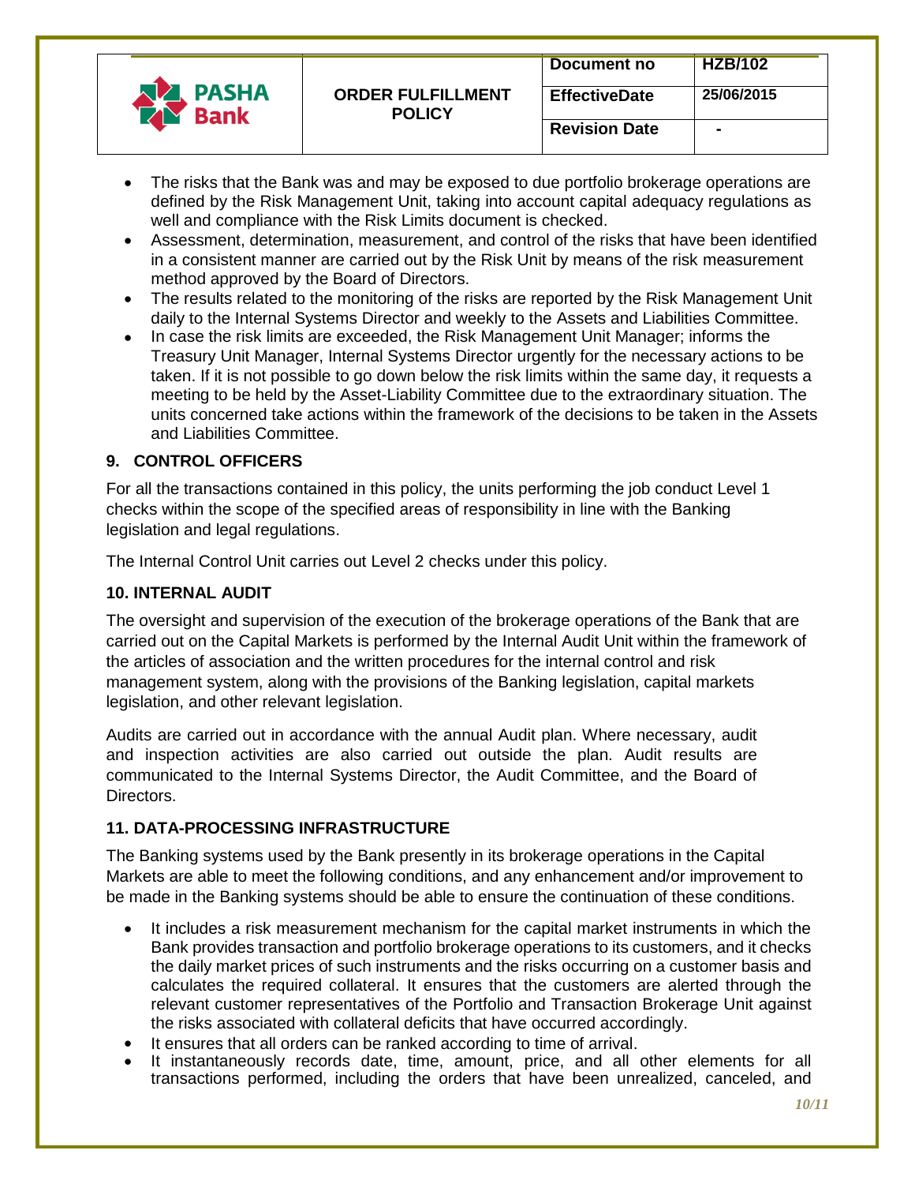- The risks that the Bank was and may be exposed to due portfolio brokerage operations are defined by the Risk Management Unit, taking into account capital adequacy regulations as well and compliance with the Risk Limits document is checked.
- Assessment, determination, measurement, and control of the risks that have been identified in a consistent manner are carried out by the Risk Unit by means of the risk measurement method approved by the Board of Directors.
- The results related to the monitoring of the risks are reported by the Risk Management Unit daily to the Internal Systems Director and weekly to the Assets and Liabilities Committee.
- In case the risk limits are exceeded, the Risk Management Unit Manager; informs the Treasury Unit Manager, Internal Systems Director urgently for the necessary actions to be taken. If it is not possible to go down below the risk limits within the same day, it requests a meeting to be held by the Asset-Liability Committee due to the extraordinary situation. The units concerned take actions within the framework of the decisions to be taken in the Assets and Liabilities Committee.

## 9. CONTROL OFFICERS

For all the transactions contained in this policy, the units performing the job conduct Level 1 checks within the scope of the specified areas of responsibility in line with the Banking legislation and legal regulations.

The Internal Control Unit carries out Level 2 checks under this policy.

## 10. INTERNAL AUDIT

The oversight and supervision of the execution of the brokerage operations of the Bank that are carried out on the Capital Markets is performed by the Internal Audit Unit within the framework of the articles of association and the written procedures for the internal control and risk management system, along with the provisions of the Banking legislation, capital markets legislation, and other relevant legislation.

Audits are carried out in accordance with the annual Audit plan. Where necessary, audit and inspection activities are also carried out outside the plan. Audit results are communicated to the Internal Systems Director, the Audit Committee, and the Board of Directors.

## 11. DATA-PROCESSING INFRASTRUCTURE

The Banking systems used by the Bank presently in its brokerage operations in the Capital Markets are able to meet the following conditions, and any enhancement and/or improvement to be made in the Banking systems should be able to ensure the continuation of these conditions.

- It includes a risk measurement mechanism for the capital market instruments in which the Bank provides transaction and portfolio brokerage operations to its customers, and it checks the daily market prices of such instruments and the risks occurring on a customer basis and calculates the required collateral. It ensures that the customers are alerted through the relevant customer representatives of the Portfolio and Transaction Brokerage Unit against the risks associated with collateral deficits that have occurred accordingly.
- It ensures that all orders can be ranked according to time of arrival.
- It instantaneously records date, time, amount, price, and all other elements for all transactions performed, including the orders that have been unrealized, canceled, and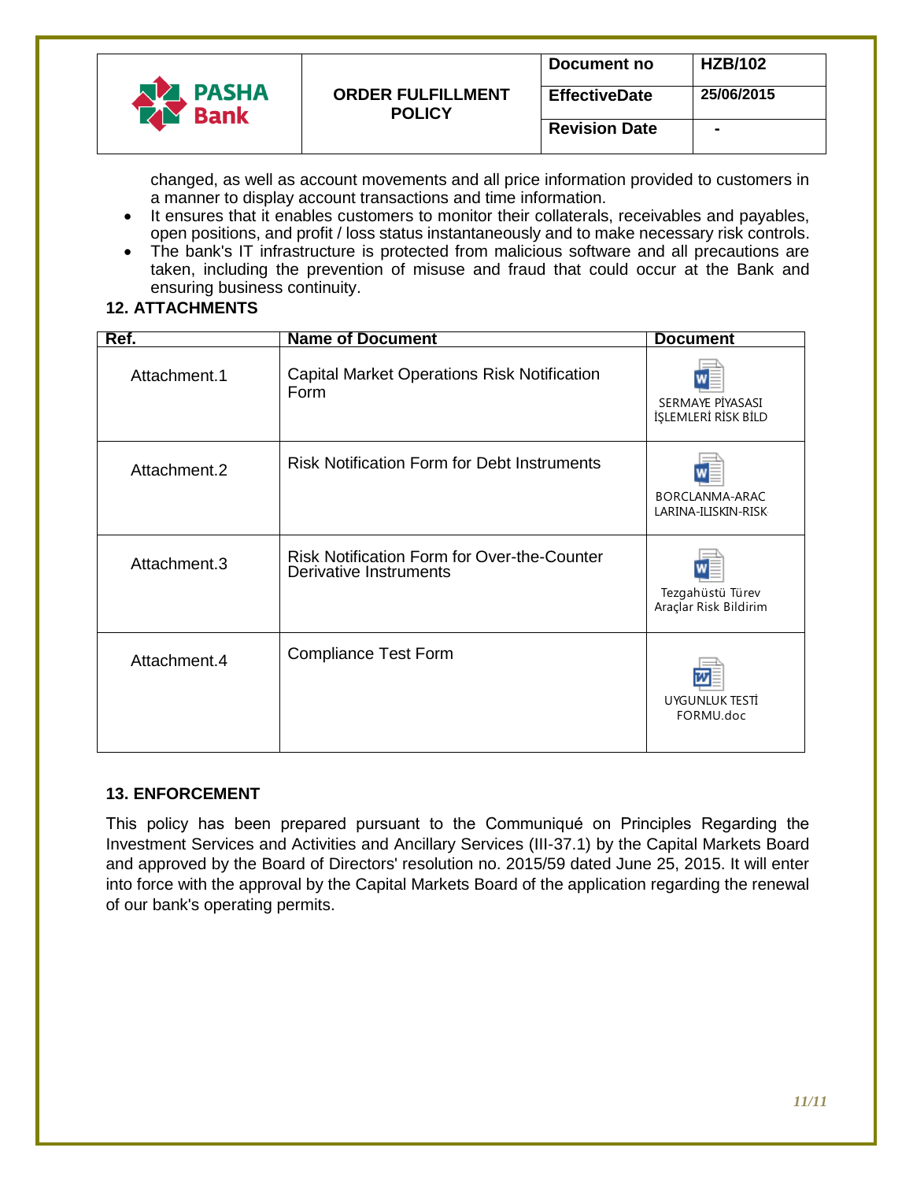changed, as well as account movements and all price information provided to customers in a manner to display account transactions and time information.

- It ensures that it enables customers to monitor their collaterals, receivables and payables, open positions, and profit / loss status instantaneously and to make necessary risk controls.
- The bank's IT infrastructure is protected from malicious software and all precautions are taken, including the prevention of misuse and fraud that could occur at the Bank and ensuring business continuity.

## 12. ATTACHMENTS

| Ref. | Name of Document | Document |
|---|---|---|
| Attachment.1 | Capital Market Operations Risk Notification Form | SERMAYE PİYASASI İŞLEMLERİ RİSK BİLD |
| Attachment.2 | Risk Notification Form for Debt Instruments | BORCLANMA-ARAC LARINA-ILISKIN-RISK |
| Attachment.3 | Risk Notification Form for Over-the-Counter Derivative Instruments | Tezgahüstü Türev Araçlar Risk Bildirim |
| Attachment.4 | Compliance Test Form | UYGUNLUK TESTİ FORMU.doc |

## 13. ENFORCEMENT

This policy has been prepared pursuant to the Communiqué on Principles Regarding the Investment Services and Activities and Ancillary Services (III-37.1) by the Capital Markets Board and approved by the Board of Directors' resolution no. 2015/59 dated June 25, 2015. It will enter into force with the approval by the Capital Markets Board of the application regarding the renewal of our bank's operating permits.